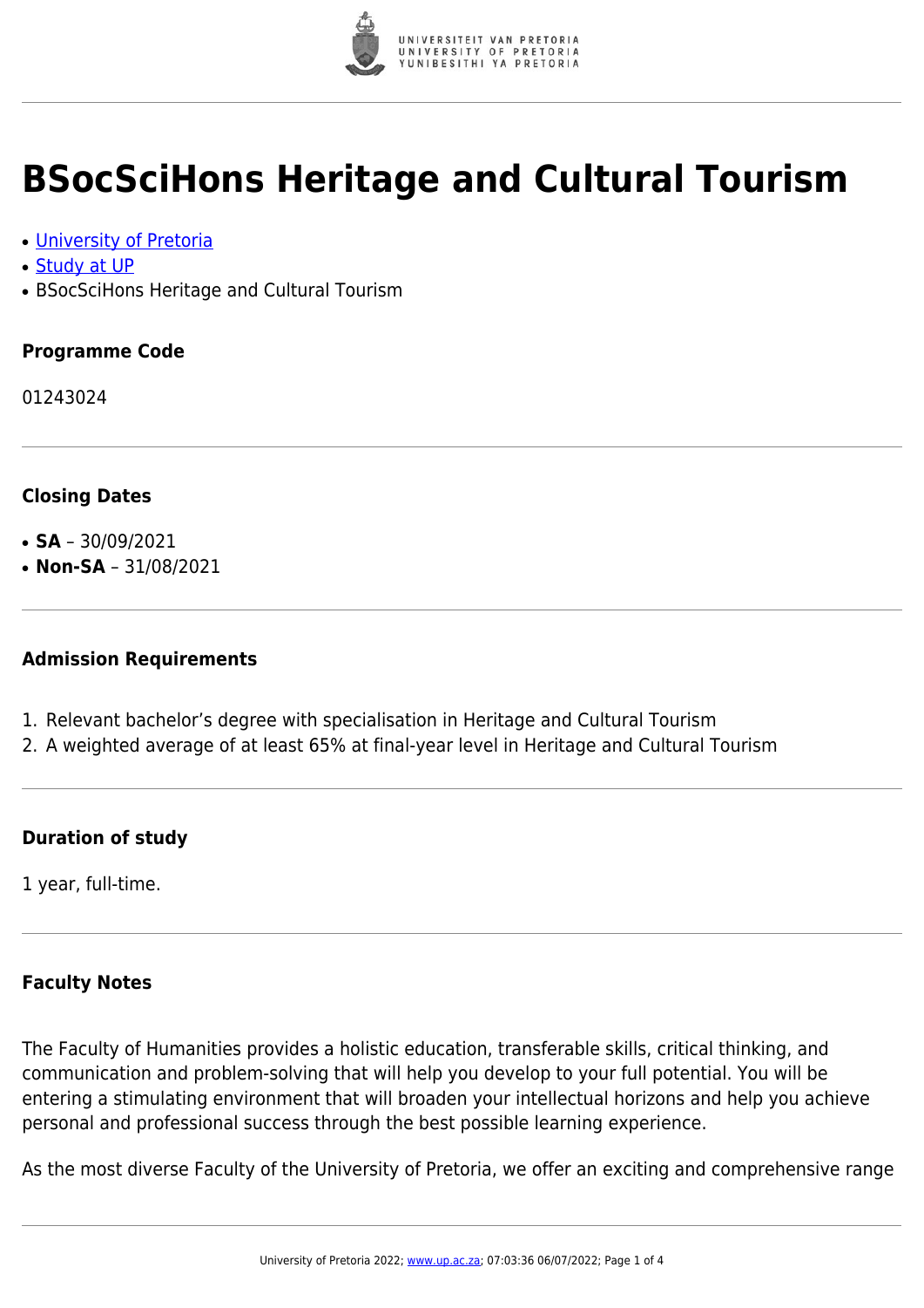# BSocSciHons Heritage and Cultural Tourism

- [University of Pretoria]
- [Study at UP]
- BSocSciHons Heritage and Cultural Tourism

### Programme Code

01243024

### Closing Dates

- **SA** – 30/09/2021
- **Non-SA** – 31/08/2021

### Admission Requirements

1. Relevant bachelor's degree with specialisation in Heritage and Cultural Tourism
2. A weighted average of at least 65% at final-year level in Heritage and Cultural Tourism

### Duration of study

1 year, full-time.

### Faculty Notes

The Faculty of Humanities provides a holistic education, transferable skills, critical thinking, and communication and problem-solving that will help you develop to your full potential. You will be entering a stimulating environment that will broaden your intellectual horizons and help you achieve personal and professional success through the best possible learning experience.

As the most diverse Faculty of the University of Pretoria, we offer an exciting and comprehensive range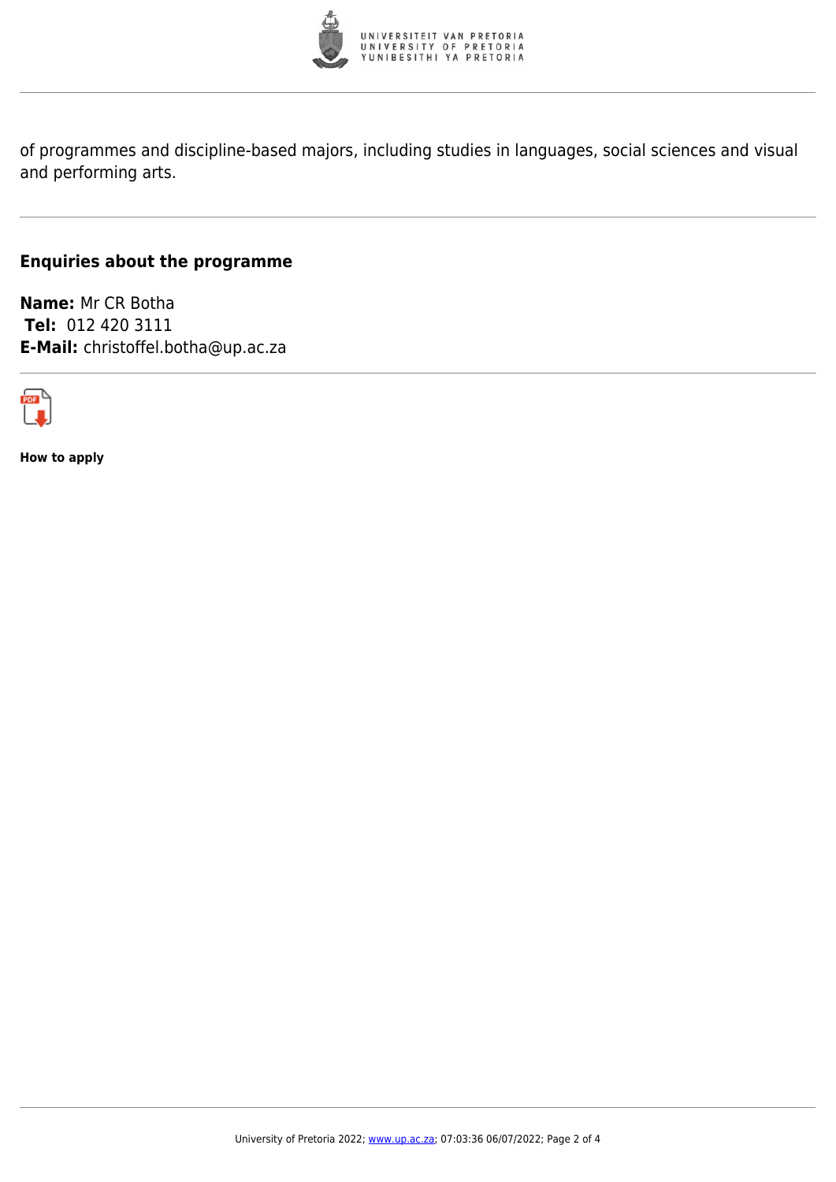of programmes and discipline-based majors, including studies in languages, social sciences and visual and performing arts.

## Enquiries about the programme

**Name:** Mr CR Botha
**Tel:** 012 420 3111
**E-Mail:** christoffel.botha@up.ac.za

**How to apply**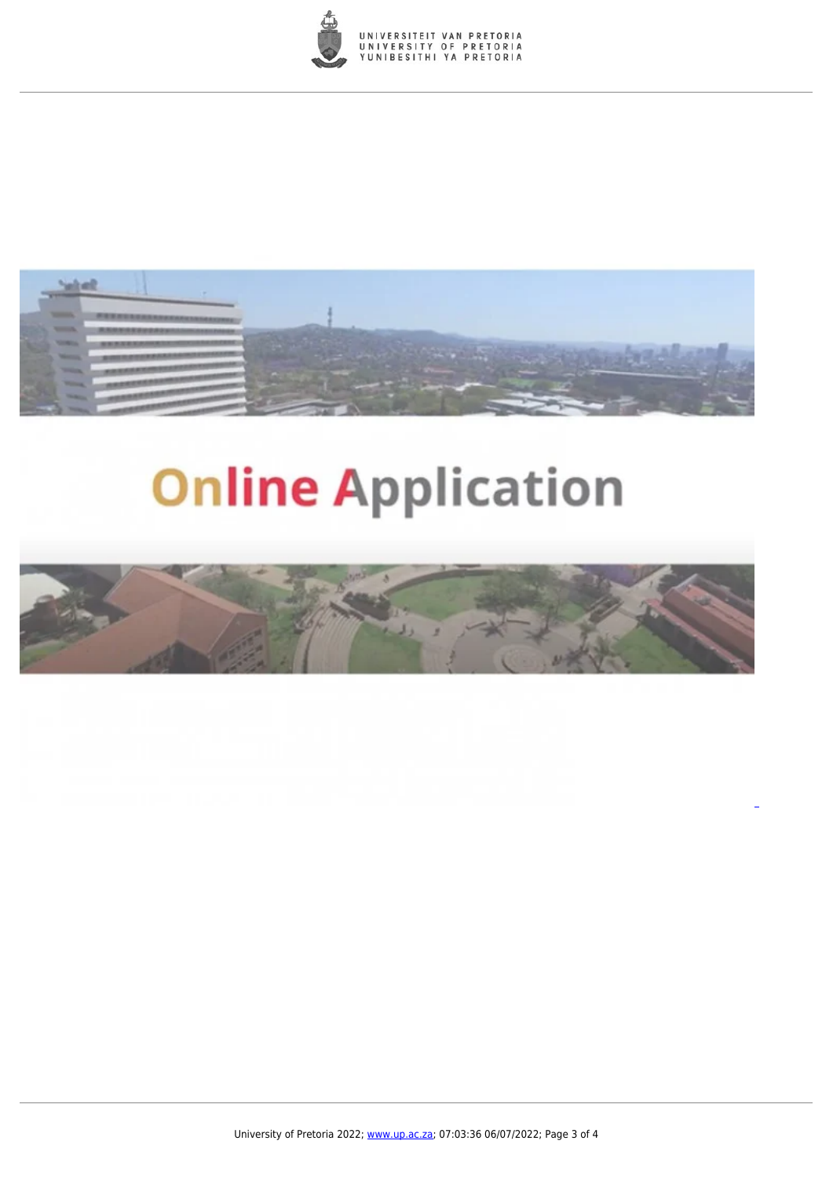Online Application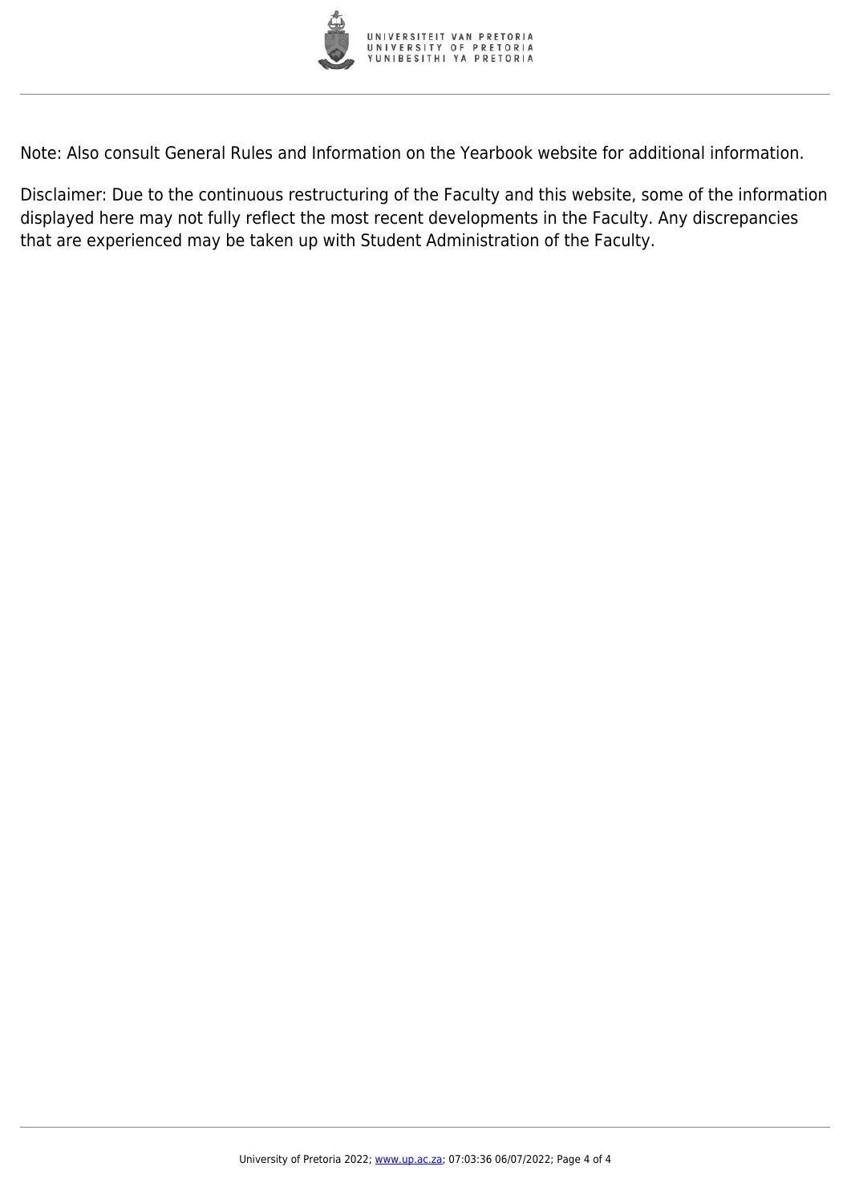Note: Also consult General Rules and Information on the Yearbook website for additional information.

Disclaimer: Due to the continuous restructuring of the Faculty and this website, some of the information displayed here may not fully reflect the most recent developments in the Faculty. Any discrepancies that are experienced may be taken up with Student Administration of the Faculty.